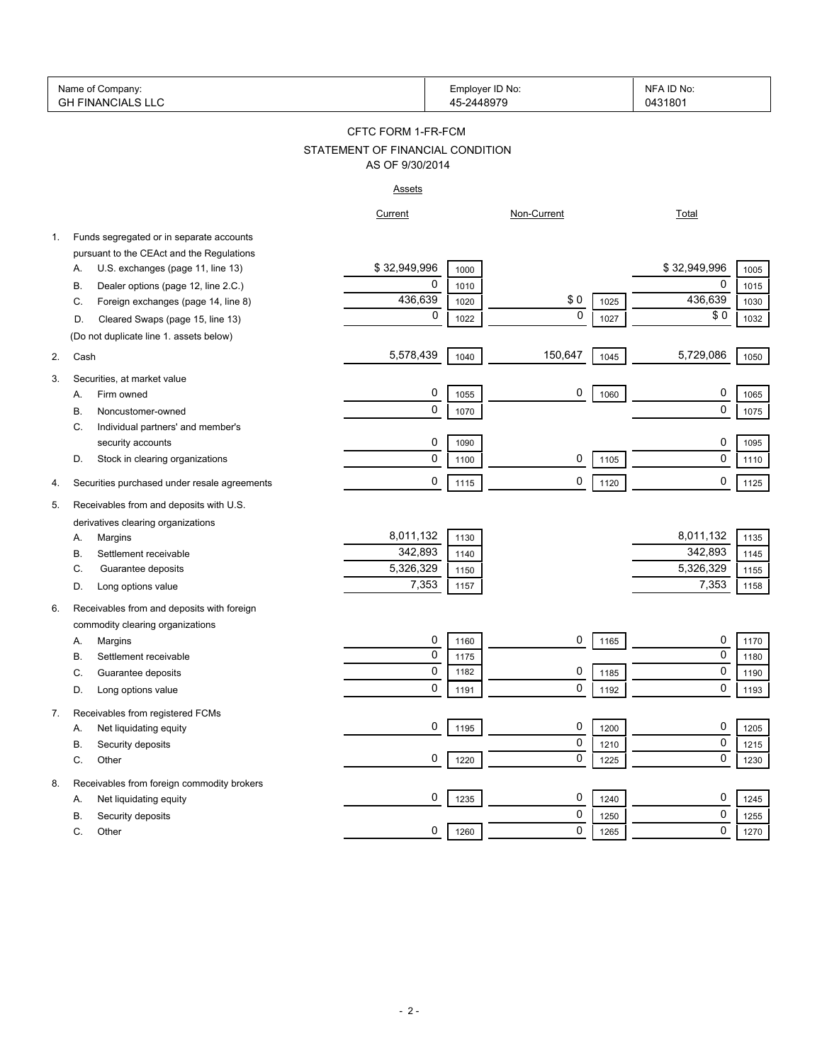| Name of Company: GH FINANCIALS LLC | Employer ID No: 45-2448979 | NFA ID No: 0431801 |
|---|---|---|

## CFTC FORM 1-FR-FCM

## STATEMENT OF FINANCIAL CONDITION

### AS OF 9/30/2014

**Assets**

| | | Current | | Non-Current | | Total | |
|---|---|---|---|---|---|---|---|
| 1. | Funds segregated or in separate accounts pursuant to the CEAct and the Regulations | | | | | | |
| | A. U.S. exchanges (page 11, line 13) | $ 32,949,996 | 1000 | | | $ 32,949,996 | 1005 |
| | B. Dealer options (page 12, line 2.C.) | 0 | 1010 | | | 0 | 1015 |
| | C. Foreign exchanges (page 14, line 8) | 436,639 | 1020 | $ 0 | 1025 | 436,639 | 1030 |
| | D. Cleared Swaps (page 15, line 13) | 0 | 1022 | 0 | 1027 | $ 0 | 1032 |
| | (Do not duplicate line 1. assets below) | | | | | | |
| 2. | Cash | 5,578,439 | 1040 | 150,647 | 1045 | 5,729,086 | 1050 |
| 3. | Securities, at market value | | | | | | |
| | A. Firm owned | 0 | 1055 | 0 | 1060 | 0 | 1065 |
| | B. Noncustomer-owned | 0 | 1070 | | | 0 | 1075 |
| | C. Individual partners' and member's security accounts | 0 | 1090 | | | 0 | 1095 |
| | D. Stock in clearing organizations | 0 | 1100 | 0 | 1105 | 0 | 1110 |
| 4. | Securities purchased under resale agreements | 0 | 1115 | 0 | 1120 | 0 | 1125 |
| 5. | Receivables from and deposits with U.S. derivatives clearing organizations | | | | | | |
| | A. Margins | 8,011,132 | 1130 | | | 8,011,132 | 1135 |
| | B. Settlement receivable | 342,893 | 1140 | | | 342,893 | 1145 |
| | C. Guarantee deposits | 5,326,329 | 1150 | | | 5,326,329 | 1155 |
| | D. Long options value | 7,353 | 1157 | | | 7,353 | 1158 |
| 6. | Receivables from and deposits with foreign commodity clearing organizations | | | | | | |
| | A. Margins | 0 | 1160 | 0 | 1165 | 0 | 1170 |
| | B. Settlement receivable | 0 | 1175 | | | 0 | 1180 |
| | C. Guarantee deposits | 0 | 1182 | 0 | 1185 | 0 | 1190 |
| | D. Long options value | 0 | 1191 | 0 | 1192 | 0 | 1193 |
| 7. | Receivables from registered FCMs | | | | | | |
| | A. Net liquidating equity | 0 | 1195 | 0 | 1200 | 0 | 1205 |
| | B. Security deposits | | | 0 | 1210 | 0 | 1215 |
| | C. Other | 0 | 1220 | 0 | 1225 | 0 | 1230 |
| 8. | Receivables from foreign commodity brokers | | | | | | |
| | A. Net liquidating equity | 0 | 1235 | 0 | 1240 | 0 | 1245 |
| | B. Security deposits | | | 0 | 1250 | 0 | 1255 |
| | C. Other | 0 | 1260 | 0 | 1265 | 0 | 1270 |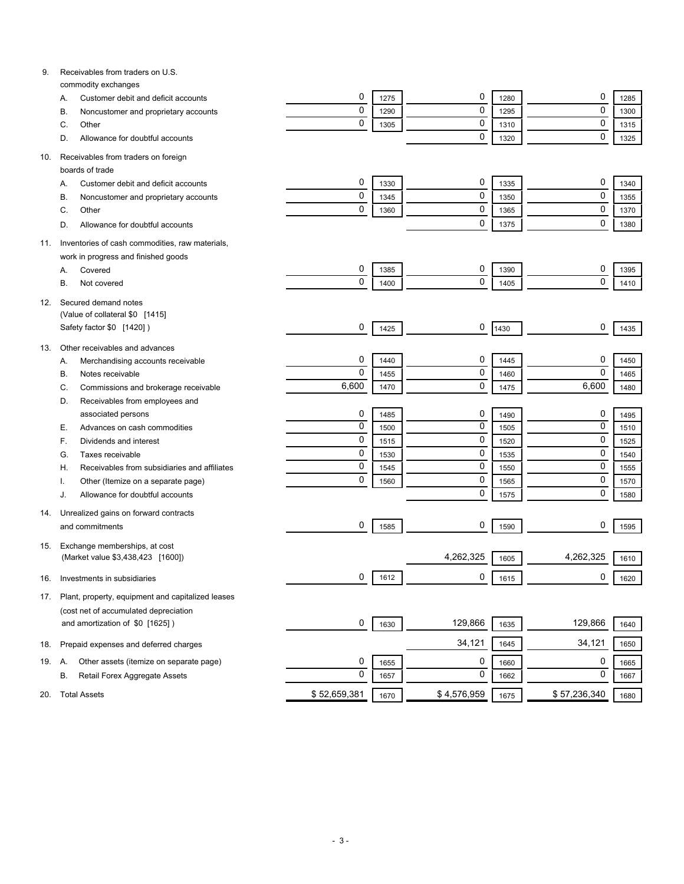| | | Column 1 | Code | Column 2 | Code | Total | Code |
|---|---|---|---|---|---|---|---|
| 9. | Receivables from traders on U.S. commodity exchanges | | | | | | |
| | A. Customer debit and deficit accounts | 0 | 1275 | 0 | 1280 | 0 | 1285 |
| | B. Noncustomer and proprietary accounts | 0 | 1290 | 0 | 1295 | 0 | 1300 |
| | C. Other | 0 | 1305 | 0 | 1310 | 0 | 1315 |
| | D. Allowance for doubtful accounts | | | 0 | 1320 | 0 | 1325 |
| 10. | Receivables from traders on foreign boards of trade | | | | | | |
| | A. Customer debit and deficit accounts | 0 | 1330 | 0 | 1335 | 0 | 1340 |
| | B. Noncustomer and proprietary accounts | 0 | 1345 | 0 | 1350 | 0 | 1355 |
| | C. Other | 0 | 1360 | 0 | 1365 | 0 | 1370 |
| | D. Allowance for doubtful accounts | | | 0 | 1375 | 0 | 1380 |
| 11. | Inventories of cash commodities, raw materials, work in progress and finished goods | | | | | | |
| | A. Covered | 0 | 1385 | 0 | 1390 | 0 | 1395 |
| | B. Not covered | 0 | 1400 | 0 | 1405 | 0 | 1410 |
| 12. | Secured demand notes (Value of collateral $0 [1415] Safety factor $0 [1420] ) | 0 | 1425 | 0 | 1430 | 0 | 1435 |
| 13. | Other receivables and advances | | | | | | |
| | A. Merchandising accounts receivable | 0 | 1440 | 0 | 1445 | 0 | 1450 |
| | B. Notes receivable | 0 | 1455 | 0 | 1460 | 0 | 1465 |
| | C. Commissions and brokerage receivable | 6,600 | 1470 | 0 | 1475 | 6,600 | 1480 |
| | D. Receivables from employees and associated persons | 0 | 1485 | 0 | 1490 | 0 | 1495 |
| | E. Advances on cash commodities | 0 | 1500 | 0 | 1505 | 0 | 1510 |
| | F. Dividends and interest | 0 | 1515 | 0 | 1520 | 0 | 1525 |
| | G. Taxes receivable | 0 | 1530 | 0 | 1535 | 0 | 1540 |
| | H. Receivables from subsidiaries and affiliates | 0 | 1545 | 0 | 1550 | 0 | 1555 |
| | I. Other (Itemize on a separate page) | 0 | 1560 | 0 | 1565 | 0 | 1570 |
| | J. Allowance for doubtful accounts | | | 0 | 1575 | 0 | 1580 |
| 14. | Unrealized gains on forward contracts and commitments | 0 | 1585 | 0 | 1590 | 0 | 1595 |
| 15. | Exchange memberships, at cost (Market value $3,438,423 [1600]) | | | 4,262,325 | 1605 | 4,262,325 | 1610 |
| 16. | Investments in subsidiaries | 0 | 1612 | 0 | 1615 | 0 | 1620 |
| 17. | Plant, property, equipment and capitalized leases (cost net of accumulated depreciation and amortization of $0 [1625] ) | 0 | 1630 | 129,866 | 1635 | 129,866 | 1640 |
| 18. | Prepaid expenses and deferred charges | | | 34,121 | 1645 | 34,121 | 1650 |
| 19. | A. Other assets (itemize on separate page) | 0 | 1655 | 0 | 1660 | 0 | 1665 |
| | B. Retail Forex Aggregate Assets | 0 | 1657 | 0 | 1662 | 0 | 1667 |
| 20. | Total Assets | $ 52,659,381 | 1670 | $ 4,576,959 | 1675 | $ 57,236,340 | 1680 |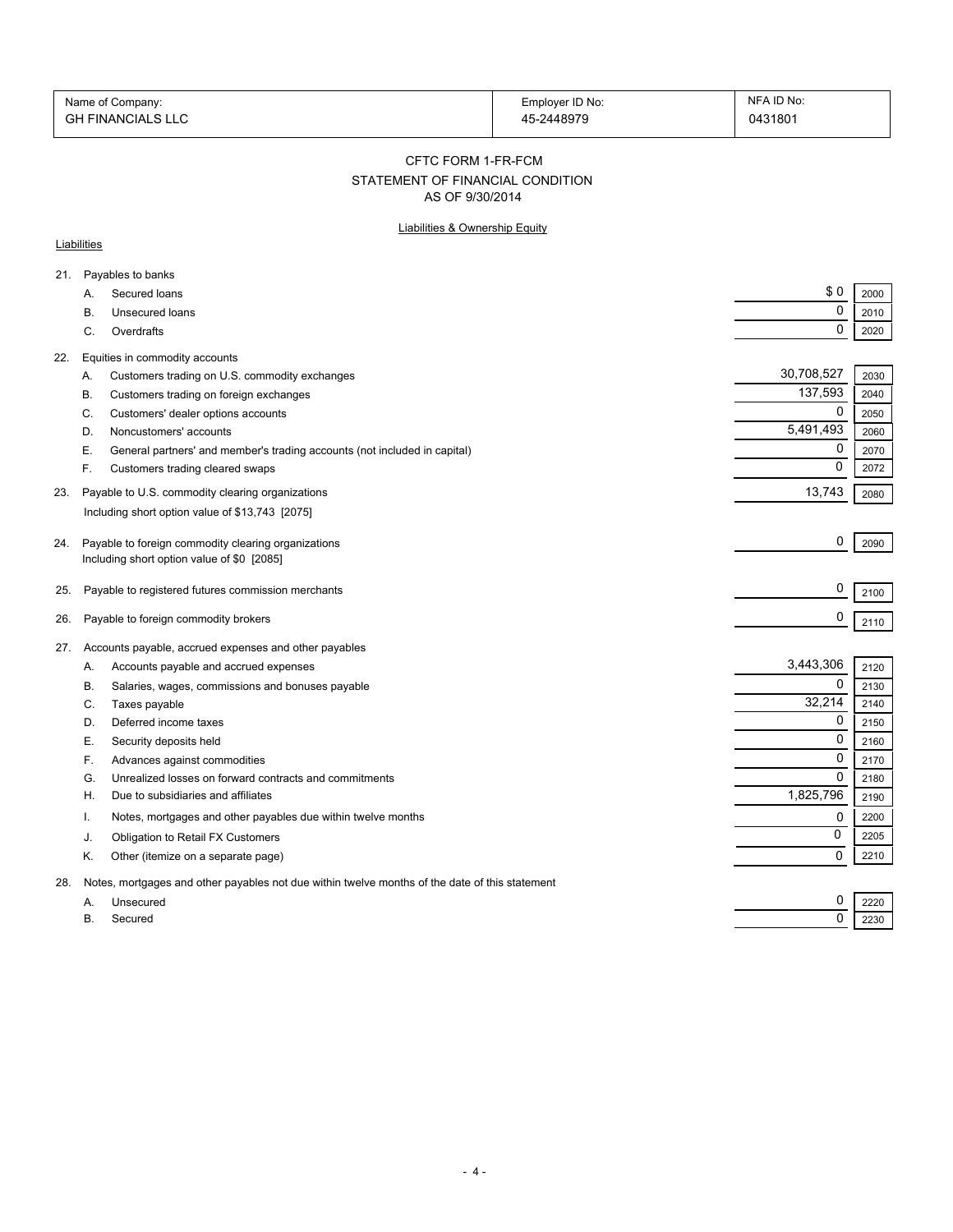| Name of Company: | Employer ID No: | NFA ID No: |
|---|---|---|
| GH FINANCIALS LLC | 45-2448979 | 0431801 |

## CFTC FORM 1-FR-FCM
## STATEMENT OF FINANCIAL CONDITION
## AS OF 9/30/2014

### Liabilities & Ownership Equity

**Liabilities**

| | | Amount | Code |
|---|---|---|---|
| 21. | Payables to banks | | |
| | A. Secured loans | $ 0 | 2000 |
| | B. Unsecured loans | 0 | 2010 |
| | C. Overdrafts | 0 | 2020 |
| 22. | Equities in commodity accounts | | |
| | A. Customers trading on U.S. commodity exchanges | 30,708,527 | 2030 |
| | B. Customers trading on foreign exchanges | 137,593 | 2040 |
| | C. Customers' dealer options accounts | 0 | 2050 |
| | D. Noncustomers' accounts | 5,491,493 | 2060 |
| | E. General partners' and member's trading accounts (not included in capital) | 0 | 2070 |
| | F. Customers trading cleared swaps | 0 | 2072 |
| 23. | Payable to U.S. commodity clearing organizations<br>Including short option value of $13,743 [2075] | 13,743 | 2080 |
| 24. | Payable to foreign commodity clearing organizations<br>Including short option value of $0 [2085] | 0 | 2090 |
| 25. | Payable to registered futures commission merchants | 0 | 2100 |
| 26. | Payable to foreign commodity brokers | 0 | 2110 |
| 27. | Accounts payable, accrued expenses and other payables | | |
| | A. Accounts payable and accrued expenses | 3,443,306 | 2120 |
| | B. Salaries, wages, commissions and bonuses payable | 0 | 2130 |
| | C. Taxes payable | 32,214 | 2140 |
| | D. Deferred income taxes | 0 | 2150 |
| | E. Security deposits held | 0 | 2160 |
| | F. Advances against commodities | 0 | 2170 |
| | G. Unrealized losses on forward contracts and commitments | 0 | 2180 |
| | H. Due to subsidiaries and affiliates | 1,825,796 | 2190 |
| | I. Notes, mortgages and other payables due within twelve months | 0 | 2200 |
| | J. Obligation to Retail FX Customers | 0 | 2205 |
| | K. Other (itemize on a separate page) | 0 | 2210 |
| 28. | Notes, mortgages and other payables not due within twelve months of the date of this statement | | |
| | A. Unsecured | 0 | 2220 |
| | B. Secured | 0 | 2230 |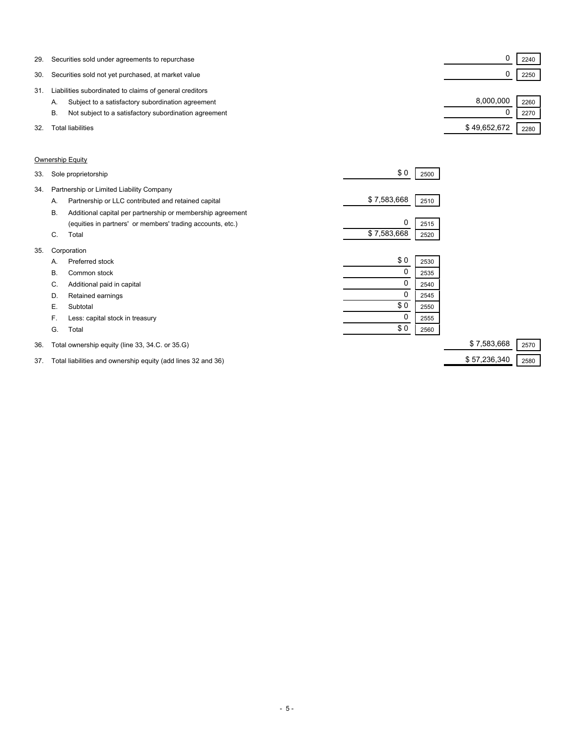| Line | Description | | | Amount | Code |
|---|---|---|---|---|---|
| 29. | Securities sold under agreements to repurchase | | | 0 | 2240 |
| 30. | Securities sold not yet purchased, at market value | | | 0 | 2250 |
| 31. | Liabilities subordinated to claims of general creditors | | | | |
| | A. Subject to a satisfactory subordination agreement | | | 8,000,000 | 2260 |
| | B. Not subject to a satisfactory subordination agreement | | | 0 | 2270 |
| 32. | Total liabilities | | | $ 49,652,672 | 2280 |

Ownership Equity

| Line | Description | Amount | Code | Amount | Code |
|---|---|---|---|---|---|
| 33. | Sole proprietorship | $ 0 | 2500 | | |
| 34. | Partnership or Limited Liability Company | | | | |
| | A. Partnership or LLC contributed and retained capital | $ 7,583,668 | 2510 | | |
| | B. Additional capital per partnership or membership agreement (equities in partners' or members' trading accounts, etc.) | 0 | 2515 | | |
| | C. Total | $ 7,583,668 | 2520 | | |
| 35. | Corporation | | | | |
| | A. Preferred stock | $ 0 | 2530 | | |
| | B. Common stock | 0 | 2535 | | |
| | C. Additional paid in capital | 0 | 2540 | | |
| | D. Retained earnings | 0 | 2545 | | |
| | E. Subtotal | $ 0 | 2550 | | |
| | F. Less: capital stock in treasury | 0 | 2555 | | |
| | G. Total | $ 0 | 2560 | | |
| 36. | Total ownership equity (line 33, 34.C. or 35.G) | | | $ 7,583,668 | 2570 |
| 37. | Total liabilities and ownership equity (add lines 32 and 36) | | | $ 57,236,340 | 2580 |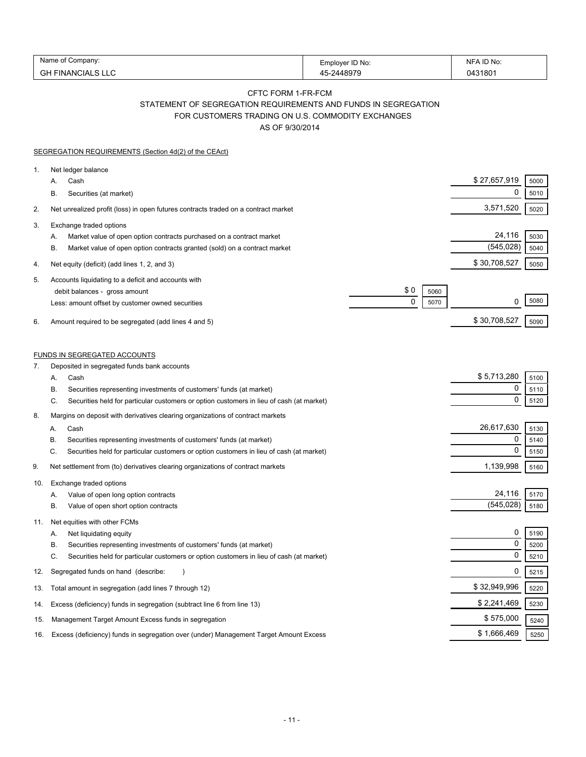| Name of Company: | Employer ID No: | NFA ID No: |
|---|---|---|
| GH FINANCIALS LLC | 45-2448979 | 0431801 |

## CFTC FORM 1-FR-FCM
## STATEMENT OF SEGREGATION REQUIREMENTS AND FUNDS IN SEGREGATION FOR CUSTOMERS TRADING ON U.S. COMMODITY EXCHANGES
## AS OF 9/30/2014

### SEGREGATION REQUIREMENTS (Section 4d(2) of the CEAct)

| | | | | | |
|---|---|---|---|---|---|
| 1. | Net ledger balance | | | | |
| | A. Cash | | | $ 27,657,919 | 5000 |
| | B. Securities (at market) | | | 0 | 5010 |
| 2. | Net unrealized profit (loss) in open futures contracts traded on a contract market | | | 3,571,520 | 5020 |
| 3. | Exchange traded options | | | | |
| | A. Market value of open option contracts purchased on a contract market | | | 24,116 | 5030 |
| | B. Market value of open option contracts granted (sold) on a contract market | | | (545,028) | 5040 |
| 4. | Net equity (deficit) (add lines 1, 2, and 3) | | | $ 30,708,527 | 5050 |
| 5. | Accounts liquidating to a deficit and accounts with debit balances - gross amount | $ 0 | 5060 | | |
| | Less: amount offset by customer owned securities | 0 | 5070 | 0 | 5080 |
| 6. | Amount required to be segregated (add lines 4 and 5) | | | $ 30,708,527 | 5090 |

### FUNDS IN SEGREGATED ACCOUNTS

| | | | |
|---|---|---|---|
| 7. | Deposited in segregated funds bank accounts | | |
| | A. Cash | $ 5,713,280 | 5100 |
| | B. Securities representing investments of customers' funds (at market) | 0 | 5110 |
| | C. Securities held for particular customers or option customers in lieu of cash (at market) | 0 | 5120 |
| 8. | Margins on deposit with derivatives clearing organizations of contract markets | | |
| | A. Cash | 26,617,630 | 5130 |
| | B. Securities representing investments of customers' funds (at market) | 0 | 5140 |
| | C. Securities held for particular customers or option customers in lieu of cash (at market) | 0 | 5150 |
| 9. | Net settlement from (to) derivatives clearing organizations of contract markets | 1,139,998 | 5160 |
| 10. | Exchange traded options | | |
| | A. Value of open long option contracts | 24,116 | 5170 |
| | B. Value of open short option contracts | (545,028) | 5180 |
| 11. | Net equities with other FCMs | | |
| | A. Net liquidating equity | 0 | 5190 |
| | B. Securities representing investments of customers' funds (at market) | 0 | 5200 |
| | C. Securities held for particular customers or option customers in lieu of cash (at market) | 0 | 5210 |
| 12. | Segregated funds on hand (describe: ) | 0 | 5215 |
| 13. | Total amount in segregation (add lines 7 through 12) | $ 32,949,996 | 5220 |
| 14. | Excess (deficiency) funds in segregation (subtract line 6 from line 13) | $ 2,241,469 | 5230 |
| 15. | Management Target Amount Excess funds in segregation | $ 575,000 | 5240 |
| 16. | Excess (deficiency) funds in segregation over (under) Management Target Amount Excess | $ 1,666,469 | 5250 |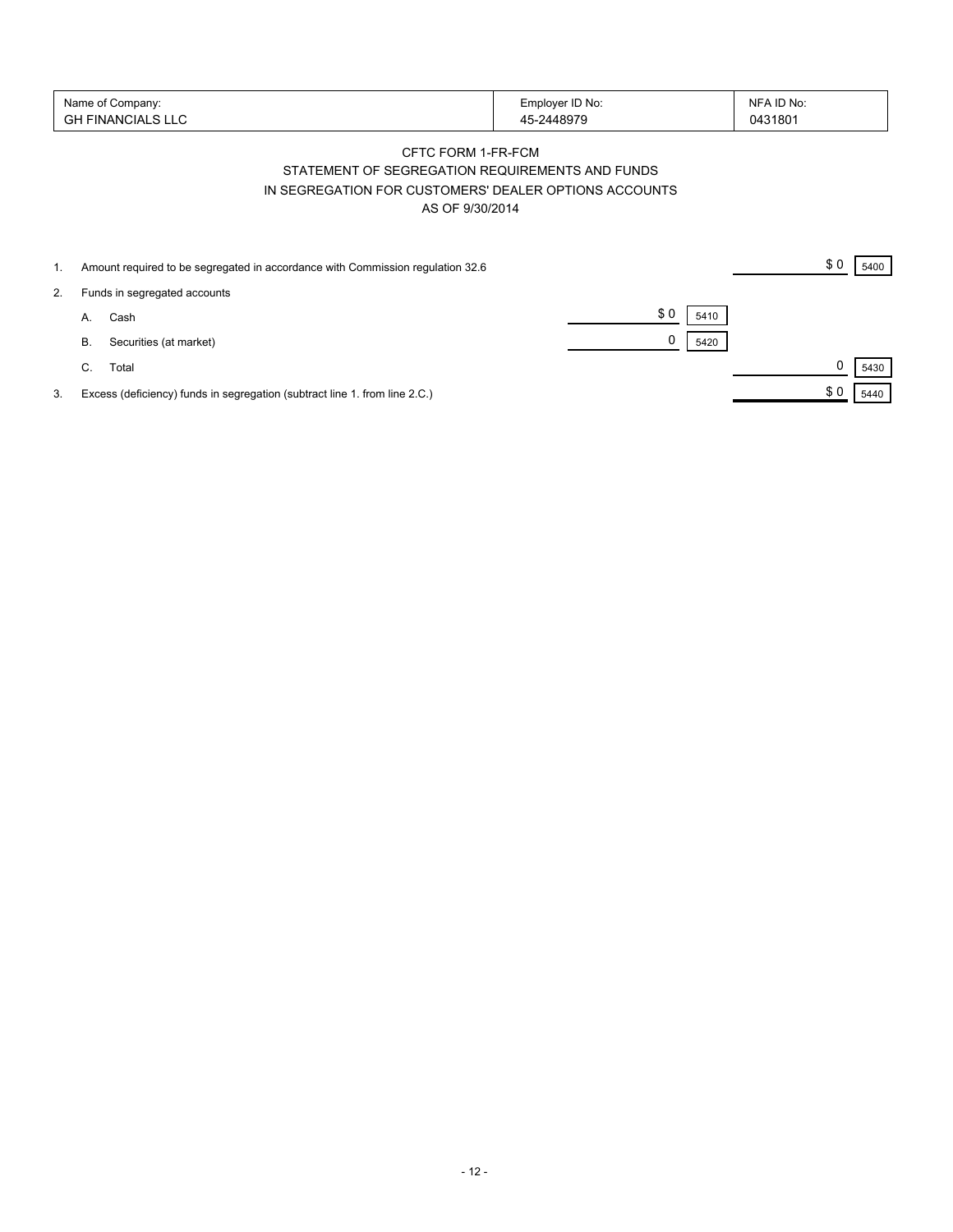| Name of Company: | Employer ID No: | NFA ID No: |
| --- | --- | --- |
| GH FINANCIALS LLC | 45-2448979 | 0431801 |

CFTC FORM 1-FR-FCM

STATEMENT OF SEGREGATION REQUIREMENTS AND FUNDS

IN SEGREGATION FOR CUSTOMERS' DEALER OPTIONS ACCOUNTS

AS OF 9/30/2014

| | | | | | |
| --- | --- | --- | --- | --- | --- |
| 1. | Amount required to be segregated in accordance with Commission regulation 32.6 | | | $ 0 | 5400 |
| 2. | Funds in segregated accounts | | | | |
| | A. Cash | $ 0 | 5410 | | |
| | B. Securities (at market) | 0 | 5420 | | |
| | C. Total | | | 0 | 5430 |
| 3. | Excess (deficiency) funds in segregation (subtract line 1. from line 2.C.) | | | $ 0 | 5440 |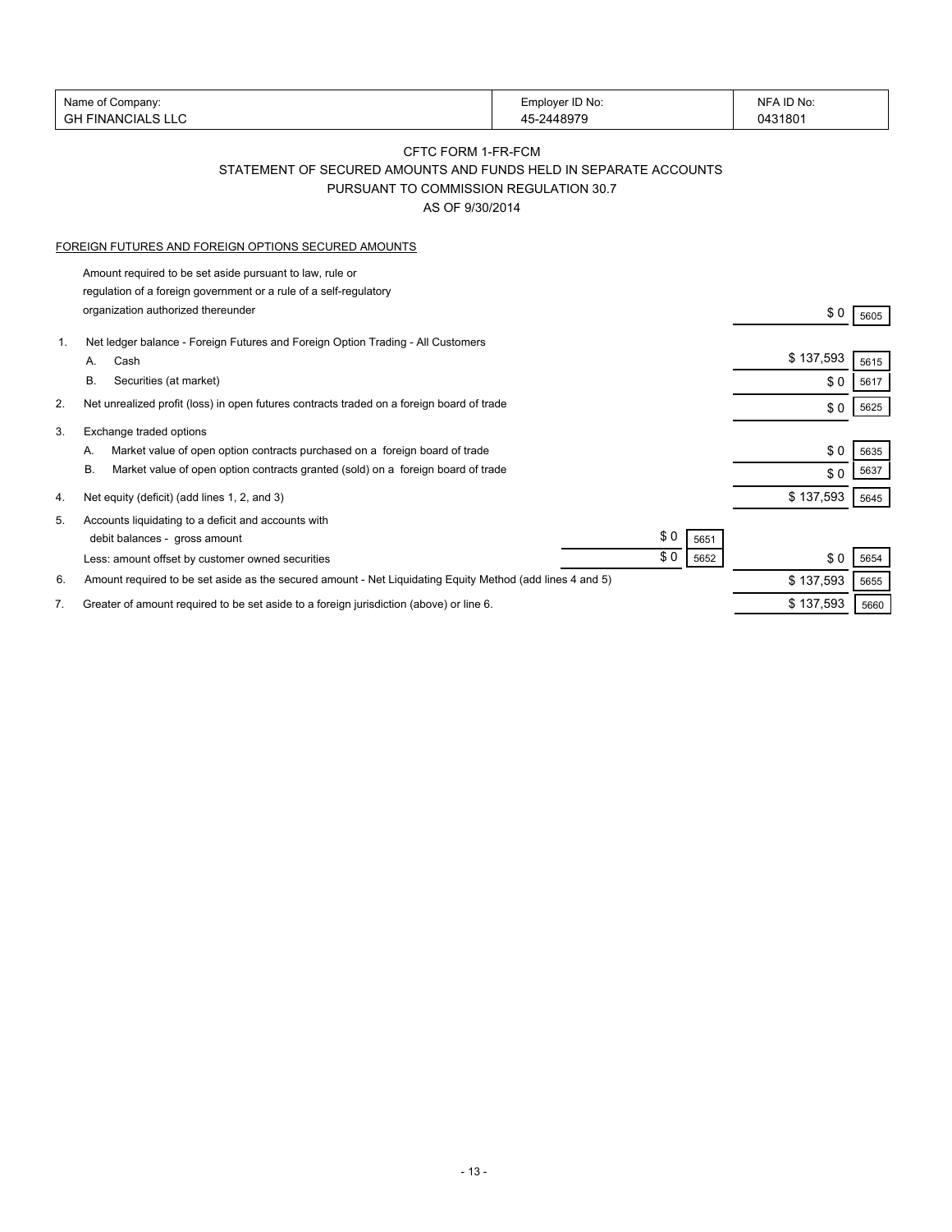| Name of Company: | Employer ID No: | NFA ID No: |
|---|---|---|
| GH FINANCIALS LLC | 45-2448979 | 0431801 |

## CFTC FORM 1-FR-FCM
## STATEMENT OF SECURED AMOUNTS AND FUNDS HELD IN SEPARATE ACCOUNTS
## PURSUANT TO COMMISSION REGULATION 30.7
## AS OF 9/30/2014

FOREIGN FUTURES AND FOREIGN OPTIONS SECURED AMOUNTS

| | | | | | |
|---|---|---|---|---|---|
| | Amount required to be set aside pursuant to law, rule or regulation of a foreign government or a rule of a self-regulatory organization authorized thereunder | | | $ 0 | 5605 |
| 1. | Net ledger balance - Foreign Futures and Foreign Option Trading - All Customers | | | | |
| | A. Cash | | | $ 137,593 | 5615 |
| | B. Securities (at market) | | | $ 0 | 5617 |
| 2. | Net unrealized profit (loss) in open futures contracts traded on a foreign board of trade | | | $ 0 | 5625 |
| 3. | Exchange traded options | | | | |
| | A. Market value of open option contracts purchased on a foreign board of trade | | | $ 0 | 5635 |
| | B. Market value of open option contracts granted (sold) on a foreign board of trade | | | $ 0 | 5637 |
| 4. | Net equity (deficit) (add lines 1, 2, and 3) | | | $ 137,593 | 5645 |
| 5. | Accounts liquidating to a deficit and accounts with debit balances - gross amount | $ 0 | 5651 | | |
| | Less: amount offset by customer owned securities | $ 0 | 5652 | $ 0 | 5654 |
| 6. | Amount required to be set aside as the secured amount - Net Liquidating Equity Method (add lines 4 and 5) | | | $ 137,593 | 5655 |
| 7. | Greater of amount required to be set aside to a foreign jurisdiction (above) or line 6. | | | $ 137,593 | 5660 |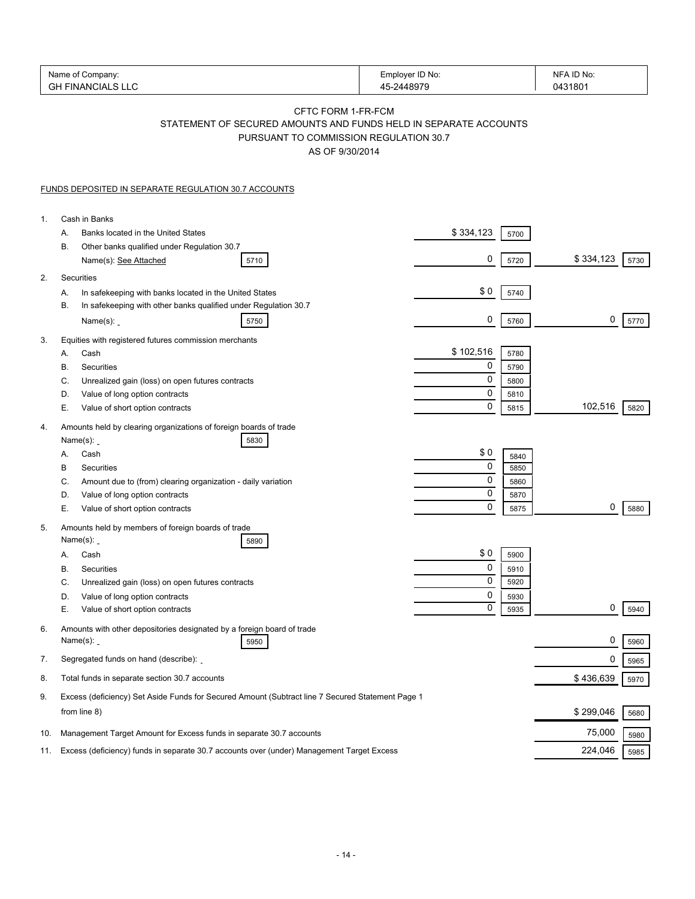| Name of Company: | Employer ID No: | NFA ID No: |
|---|---|---|
| GH FINANCIALS LLC | 45-2448979 | 0431801 |

## CFTC FORM 1-FR-FCM
## STATEMENT OF SECURED AMOUNTS AND FUNDS HELD IN SEPARATE ACCOUNTS
## PURSUANT TO COMMISSION REGULATION 30.7
## AS OF 9/30/2014

FUNDS DEPOSITED IN SEPARATE REGULATION 30.7 ACCOUNTS

| | | | | | |
|---|---|---|---|---|---|
| 1. | Cash in Banks | | | | |
| | A. Banks located in the United States | $ 334,123 | 5700 | | |
| | B. Other banks qualified under Regulation 30.7 Name(s): See Attached [5710] | 0 | 5720 | $ 334,123 | 5730 |
| 2. | Securities | | | | |
| | A. In safekeeping with banks located in the United States | $ 0 | 5740 | | |
| | B. In safekeeping with other banks qualified under Regulation 30.7 Name(s): [5750] | 0 | 5760 | 0 | 5770 |
| 3. | Equities with registered futures commission merchants | | | | |
| | A. Cash | $ 102,516 | 5780 | | |
| | B. Securities | 0 | 5790 | | |
| | C. Unrealized gain (loss) on open futures contracts | 0 | 5800 | | |
| | D. Value of long option contracts | 0 | 5810 | | |
| | E. Value of short option contracts | 0 | 5815 | 102,516 | 5820 |
| 4. | Amounts held by clearing organizations of foreign boards of trade Name(s): [5830] | | | | |
| | A. Cash | $ 0 | 5840 | | |
| | B Securities | 0 | 5850 | | |
| | C. Amount due to (from) clearing organization - daily variation | 0 | 5860 | | |
| | D. Value of long option contracts | 0 | 5870 | | |
| | E. Value of short option contracts | 0 | 5875 | 0 | 5880 |
| 5. | Amounts held by members of foreign boards of trade Name(s): [5890] | | | | |
| | A. Cash | $ 0 | 5900 | | |
| | B. Securities | 0 | 5910 | | |
| | C. Unrealized gain (loss) on open futures contracts | 0 | 5920 | | |
| | D. Value of long option contracts | 0 | 5930 | | |
| | E. Value of short option contracts | 0 | 5935 | 0 | 5940 |
| 6. | Amounts with other depositories designated by a foreign board of trade Name(s): [5950] | | | 0 | 5960 |
| 7. | Segregated funds on hand (describe): | | | 0 | 5965 |
| 8. | Total funds in separate section 30.7 accounts | | | $ 436,639 | 5970 |
| 9. | Excess (deficiency) Set Aside Funds for Secured Amount (Subtract line 7 Secured Statement Page 1 from line 8) | | | $ 299,046 | 5680 |
| 10. | Management Target Amount for Excess funds in separate 30.7 accounts | | | 75,000 | 5980 |
| 11. | Excess (deficiency) funds in separate 30.7 accounts over (under) Management Target Excess | | | 224,046 | 5985 |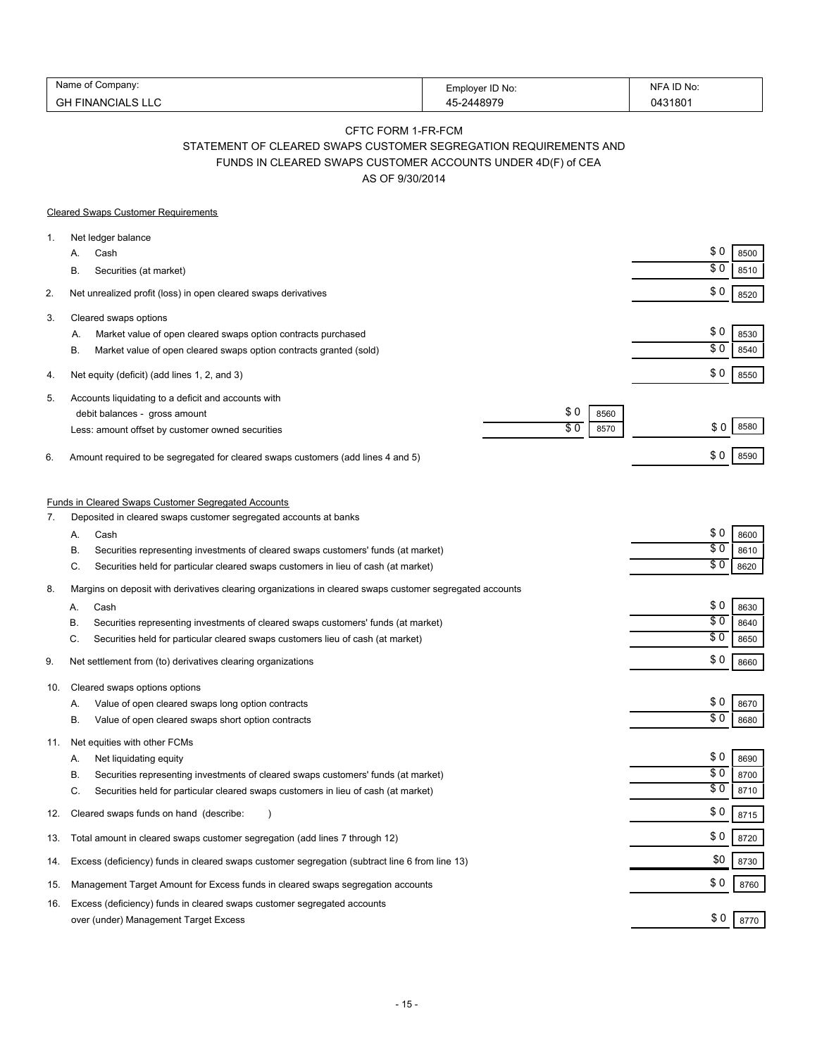| Name of Company: | Employer ID No: | NFA ID No: |
| --- | --- | --- |
| GH FINANCIALS LLC | 45-2448979 | 0431801 |

CFTC FORM 1-FR-FCM

STATEMENT OF CLEARED SWAPS CUSTOMER SEGREGATION REQUIREMENTS AND FUNDS IN CLEARED SWAPS CUSTOMER ACCOUNTS UNDER 4D(F) of CEA

AS OF 9/30/2014

Cleared Swaps Customer Requirements

| | | | | | |
| --- | --- | --- | --- | --- | --- |
| 1. | Net ledger balance | | | | |
| | A. Cash | | | $ 0 | 8500 |
| | B. Securities (at market) | | | $ 0 | 8510 |
| 2. | Net unrealized profit (loss) in open cleared swaps derivatives | | | $ 0 | 8520 |
| 3. | Cleared swaps options | | | | |
| | A. Market value of open cleared swaps option contracts purchased | | | $ 0 | 8530 |
| | B. Market value of open cleared swaps option contracts granted (sold) | | | $ 0 | 8540 |
| 4. | Net equity (deficit) (add lines 1, 2, and 3) | | | $ 0 | 8550 |
| 5. | Accounts liquidating to a deficit and accounts with debit balances - gross amount | $ 0 | 8560 | | |
| | Less: amount offset by customer owned securities | $ 0 | 8570 | $ 0 | 8580 |
| 6. | Amount required to be segregated for cleared swaps customers (add lines 4 and 5) | | | $ 0 | 8590 |

Funds in Cleared Swaps Customer Segregated Accounts

| | | | |
| --- | --- | --- | --- |
| 7. | Deposited in cleared swaps customer segregated accounts at banks | | |
| | A. Cash | $ 0 | 8600 |
| | B. Securities representing investments of cleared swaps customers' funds (at market) | $ 0 | 8610 |
| | C. Securities held for particular cleared swaps customers in lieu of cash (at market) | $ 0 | 8620 |
| 8. | Margins on deposit with derivatives clearing organizations in cleared swaps customer segregated accounts | | |
| | A. Cash | $ 0 | 8630 |
| | B. Securities representing investments of cleared swaps customers' funds (at market) | $ 0 | 8640 |
| | C. Securities held for particular cleared swaps customers lieu of cash (at market) | $ 0 | 8650 |
| 9. | Net settlement from (to) derivatives clearing organizations | $ 0 | 8660 |
| 10. | Cleared swaps options options | | |
| | A. Value of open cleared swaps long option contracts | $ 0 | 8670 |
| | B. Value of open cleared swaps short option contracts | $ 0 | 8680 |
| 11. | Net equities with other FCMs | | |
| | A. Net liquidating equity | $ 0 | 8690 |
| | B. Securities representing investments of cleared swaps customers' funds (at market) | $ 0 | 8700 |
| | C. Securities held for particular cleared swaps customers in lieu of cash (at market) | $ 0 | 8710 |
| 12. | Cleared swaps funds on hand (describe: ) | $ 0 | 8715 |
| 13. | Total amount in cleared swaps customer segregation (add lines 7 through 12) | $ 0 | 8720 |
| 14. | Excess (deficiency) funds in cleared swaps customer segregation (subtract line 6 from line 13) | $0 | 8730 |
| 15. | Management Target Amount for Excess funds in cleared swaps segregation accounts | $ 0 | 8760 |
| 16. | Excess (deficiency) funds in cleared swaps customer segregated accounts over (under) Management Target Excess | $ 0 | 8770 |